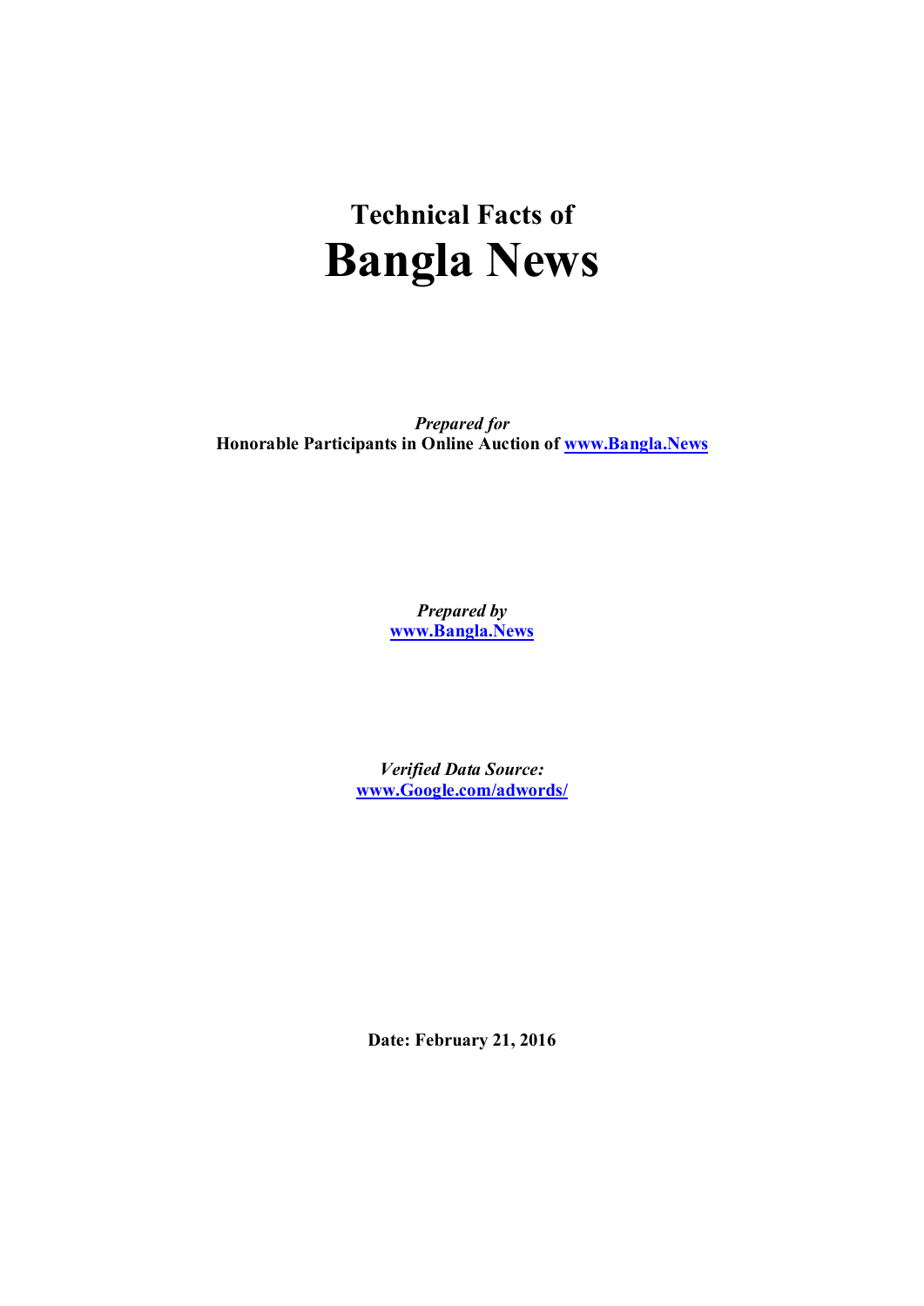# Technical Facts of
# Bangla News

*Prepared for*
**Honorable Participants in Online Auction of [www.Bangla.News](http://www.Bangla.News)**

*Prepared by*
**[www.Bangla.News](http://www.Bangla.News)**

*Verified Data Source:*
**[www.Google.com/adwords/](http://www.Google.com/adwords/)**

**Date: February 21, 2016**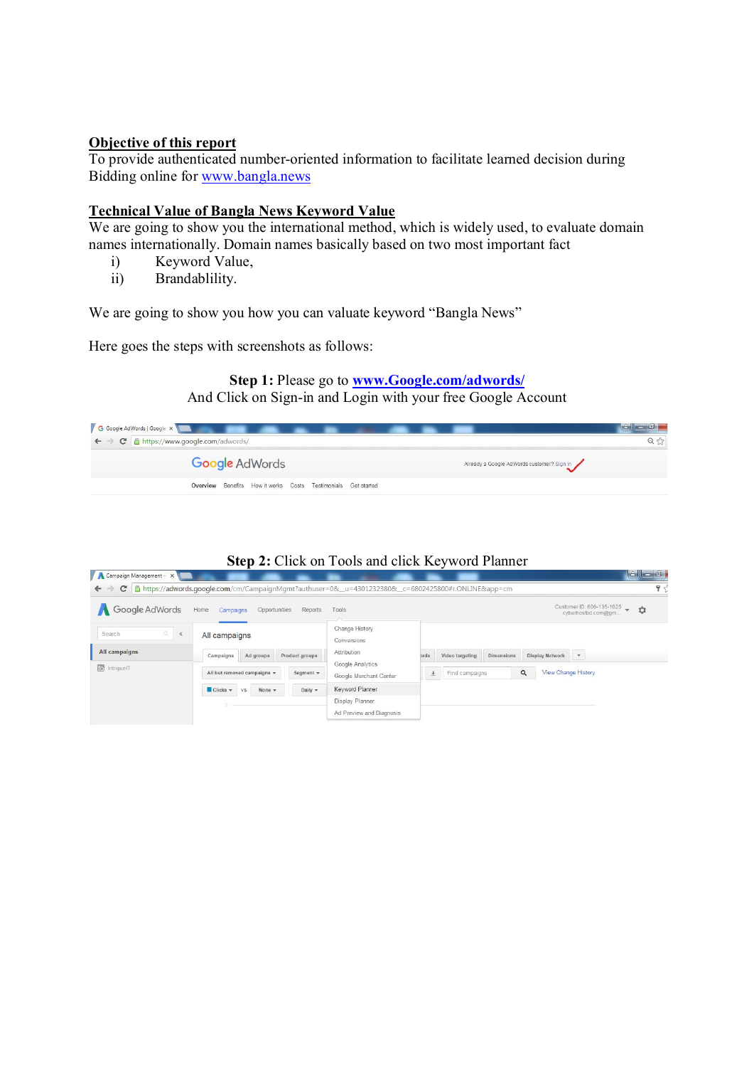**Objective of this report**

To provide authenticated number-oriented information to facilitate learned decision during Bidding online for [www.bangla.news](http://www.bangla.news)

**Technical Value of Bangla News Keyword Value**

We are going to show you the international method, which is widely used, to evaluate domain names internationally. Domain names basically based on two most important fact

i) Keyword Value,
ii) Brandablility.

We are going to show you how you can valuate keyword "Bangla News"

Here goes the steps with screenshots as follows:

**Step 1:** Please go to **[www.Google.com/adwords/](http://www.Google.com/adwords/)**
And Click on Sign-in and Login with your free Google Account

**Step 2:** Click on Tools and click Keyword Planner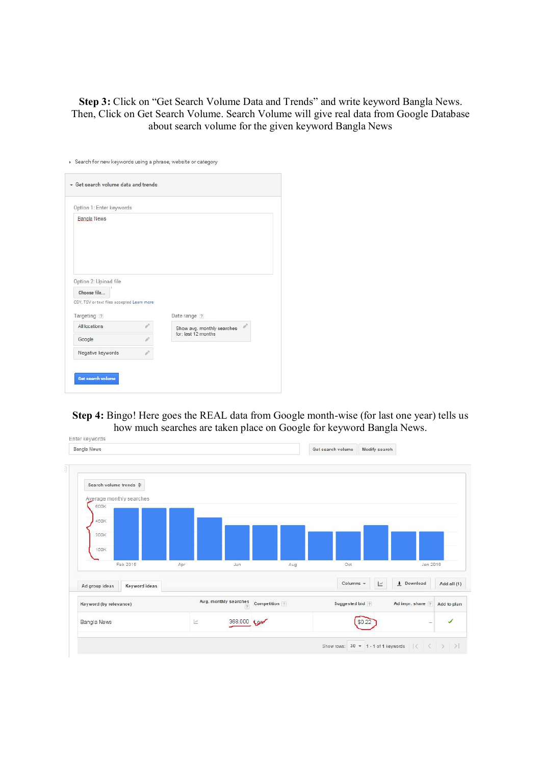**Step 3:** Click on "Get Search Volume Data and Trends" and write keyword Bangla News. Then, Click on Get Search Volume. Search Volume will give real data from Google Database about search volume for the given keyword Bangla News

**Step 4:** Bingo! Here goes the REAL data from Google month-wise (for last one year) tells us how much searches are taken place on Google for keyword Bangla News.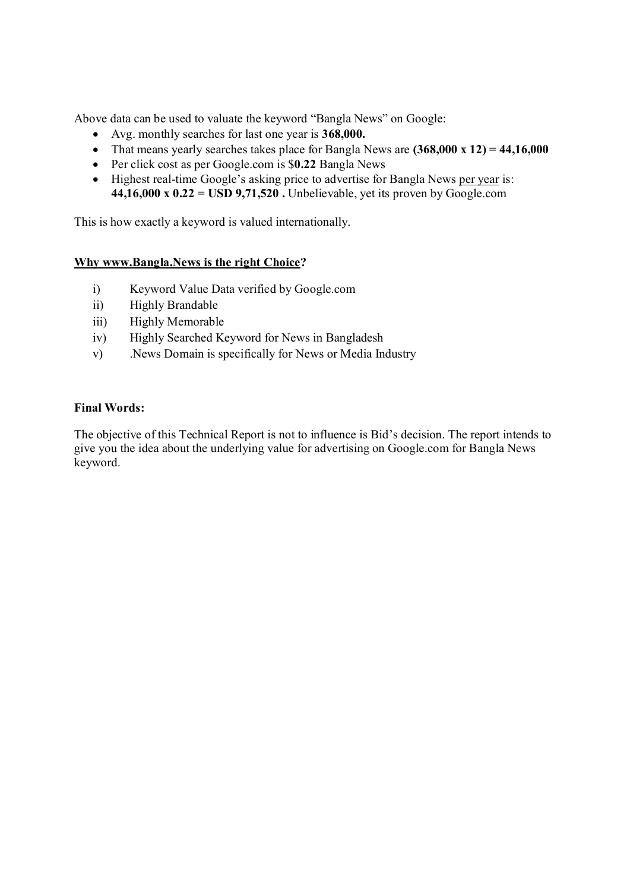Above data can be used to valuate the keyword "Bangla News" on Google:

- Avg. monthly searches for last one year is **368,000.**
- That means yearly searches takes place for Bangla News are **(368,000 x 12) = 44,16,000**
- Per click cost as per Google.com is $**0.22** Bangla News
- Highest real-time Google's asking price to advertise for Bangla News per year is: **44,16,000 x 0.22 = USD 9,71,520 .** Unbelievable, yet its proven by Google.com

This is how exactly a keyword is valued internationally.

**Why www.Bangla.News is the right Choice?**

i) Keyword Value Data verified by Google.com
ii) Highly Brandable
iii) Highly Memorable
iv) Highly Searched Keyword for News in Bangladesh
v) .News Domain is specifically for News or Media Industry

**Final Words:**

The objective of this Technical Report is not to influence is Bid's decision. The report intends to give you the idea about the underlying value for advertising on Google.com for Bangla News keyword.